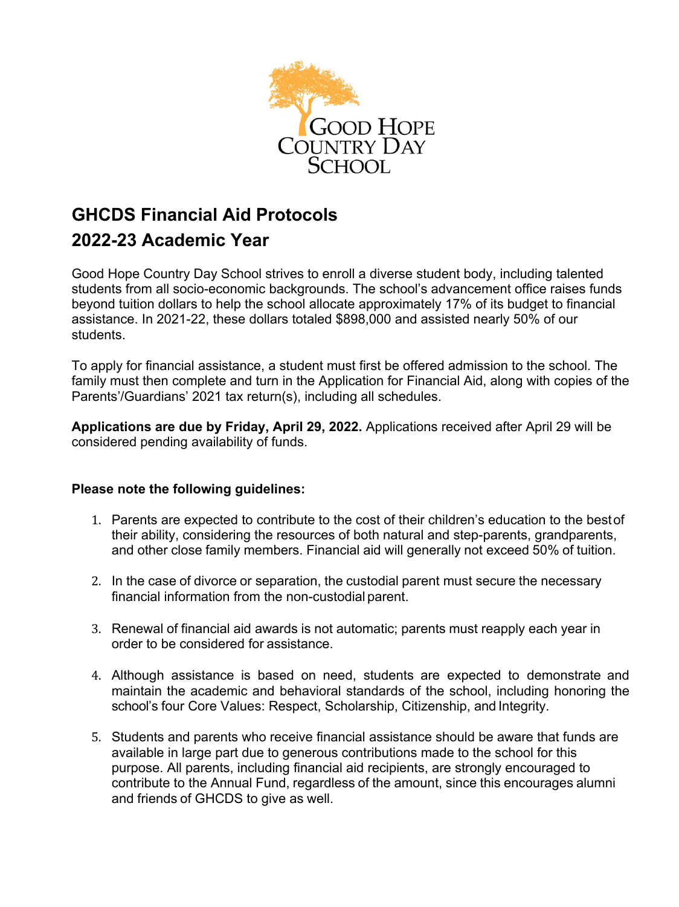Good Hope Country Day School

# GHCDS Financial Aid Protocols

# 2022-23 Academic Year

Good Hope Country Day School strives to enroll a diverse student body, including talented students from all socio-economic backgrounds. The school's advancement office raises funds beyond tuition dollars to help the school allocate approximately 17% of its budget to financial assistance. In 2021-22, these dollars totaled $898,000 and assisted nearly 50% of our students.

To apply for financial assistance, a student must first be offered admission to the school. The family must then complete and turn in the Application for Financial Aid, along with copies of the Parents'/Guardians' 2021 tax return(s), including all schedules.

**Applications are due by Friday, April 29, 2022.** Applications received after April 29 will be considered pending availability of funds.

**Please note the following guidelines:**

1. Parents are expected to contribute to the cost of their children's education to the best of their ability, considering the resources of both natural and step-parents, grandparents, and other close family members. Financial aid will generally not exceed 50% of tuition.

2. In the case of divorce or separation, the custodial parent must secure the necessary financial information from the non-custodial parent.

3. Renewal of financial aid awards is not automatic; parents must reapply each year in order to be considered for assistance.

4. Although assistance is based on need, students are expected to demonstrate and maintain the academic and behavioral standards of the school, including honoring the school's four Core Values: Respect, Scholarship, Citizenship, and Integrity.

5. Students and parents who receive financial assistance should be aware that funds are available in large part due to generous contributions made to the school for this purpose. All parents, including financial aid recipients, are strongly encouraged to contribute to the Annual Fund, regardless of the amount, since this encourages alumni and friends of GHCDS to give as well.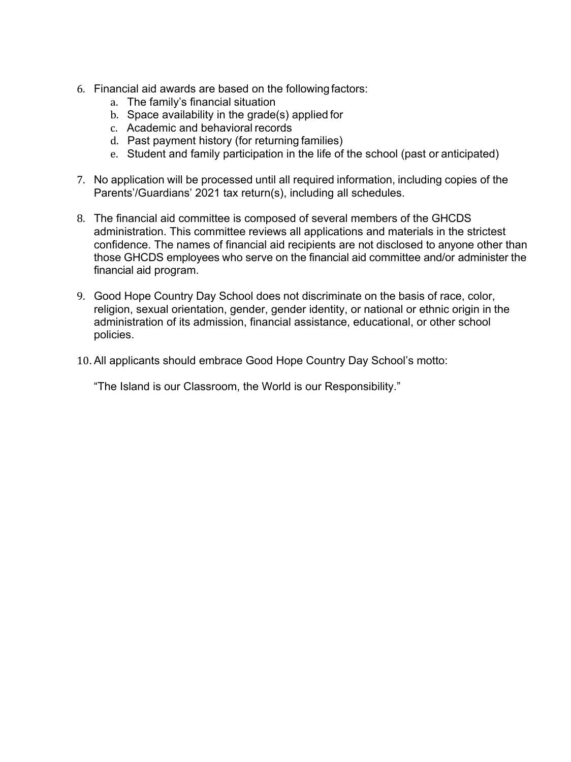6. Financial aid awards are based on the following factors:
    a. The family's financial situation
    b. Space availability in the grade(s) applied for
    c. Academic and behavioral records
    d. Past payment history (for returning families)
    e. Student and family participation in the life of the school (past or anticipated)

7. No application will be processed until all required information, including copies of the Parents'/Guardians' 2021 tax return(s), including all schedules.

8. The financial aid committee is composed of several members of the GHCDS administration. This committee reviews all applications and materials in the strictest confidence. The names of financial aid recipients are not disclosed to anyone other than those GHCDS employees who serve on the financial aid committee and/or administer the financial aid program.

9. Good Hope Country Day School does not discriminate on the basis of race, color, religion, sexual orientation, gender, gender identity, or national or ethnic origin in the administration of its admission, financial assistance, educational, or other school policies.

10. All applicants should embrace Good Hope Country Day School's motto:

    "The Island is our Classroom, the World is our Responsibility."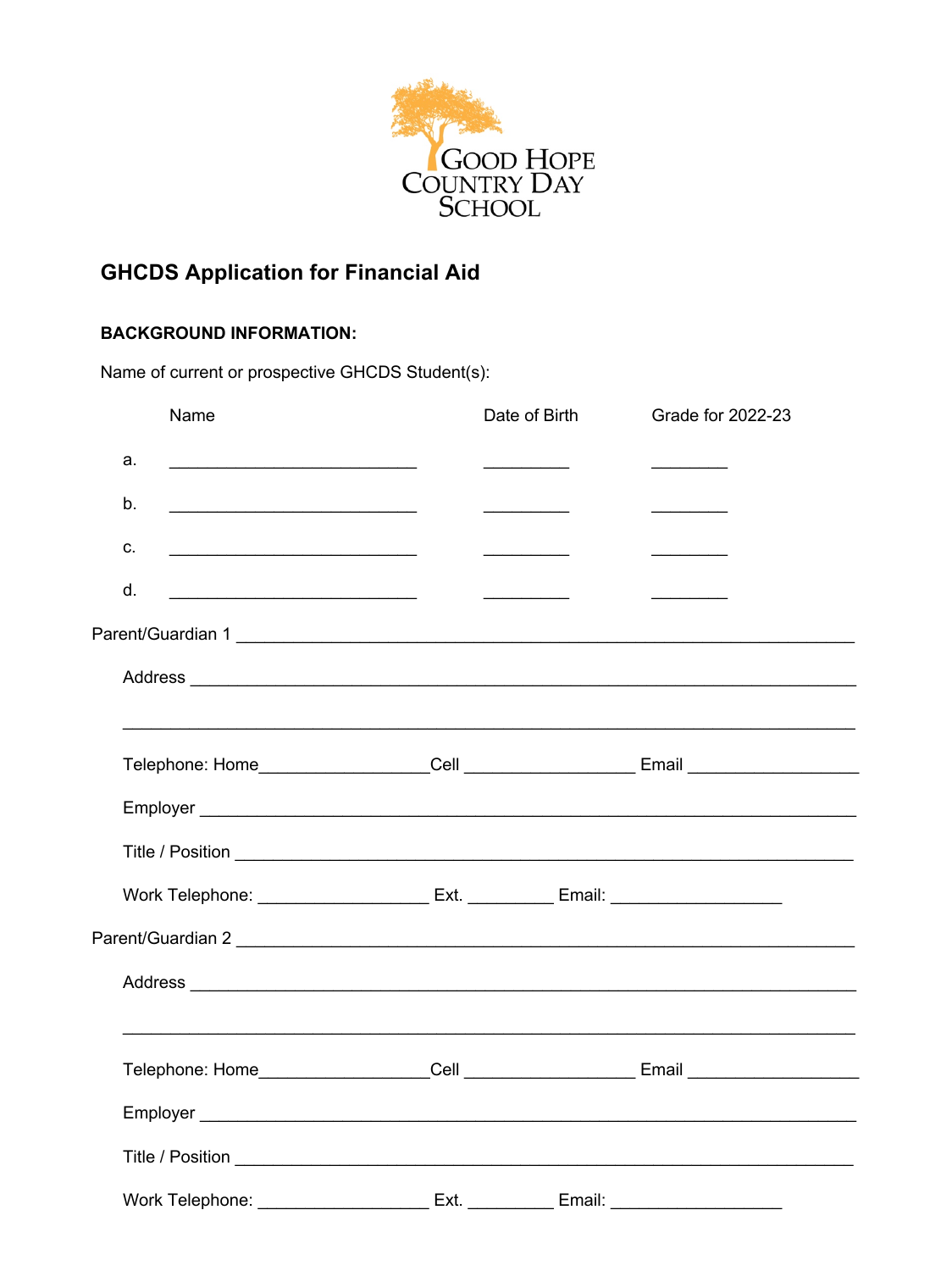Good Hope Country Day School

## GHCDS Application for Financial Aid

**BACKGROUND INFORMATION:**

Name of current or prospective GHCDS Student(s):

| | Name | Date of Birth | Grade for 2022-23 |
|---|---|---|---|
| a. | ___________________________ | _________ | ________ |
| b. | ___________________________ | _________ | ________ |
| c. | ___________________________ | _________ | ________ |
| d. | ___________________________ | _________ | ________ |

Parent/Guardian 1 ____________________________________________________________________

Address ____________________________________________________________________

____________________________________________________________________________

Telephone: Home__________________Cell __________________ Email __________________

Employer ____________________________________________________________________

Title / Position ________________________________________________________________

Work Telephone: __________________ Ext. _________ Email: __________________

Parent/Guardian 2 ____________________________________________________________________

Address ____________________________________________________________________

____________________________________________________________________________

Telephone: Home__________________Cell __________________ Email __________________

Employer ____________________________________________________________________

Title / Position ________________________________________________________________

Work Telephone: __________________ Ext. _________ Email: __________________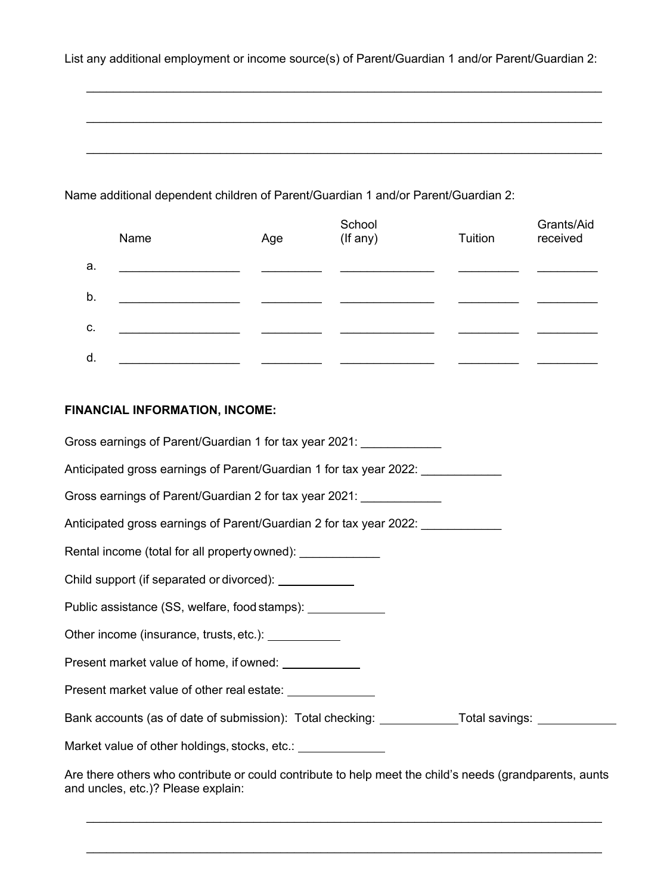List any additional employment or income source(s) of Parent/Guardian 1 and/or Parent/Guardian 2:

\_\_\_\_\_\_\_\_\_\_\_\_\_\_\_\_\_\_\_\_\_\_\_\_\_\_\_\_\_\_\_\_\_\_\_\_\_\_\_\_\_\_\_\_\_\_\_\_\_\_\_\_\_\_\_\_\_\_\_\_\_\_\_\_\_\_\_\_\_\_\_\_

\_\_\_\_\_\_\_\_\_\_\_\_\_\_\_\_\_\_\_\_\_\_\_\_\_\_\_\_\_\_\_\_\_\_\_\_\_\_\_\_\_\_\_\_\_\_\_\_\_\_\_\_\_\_\_\_\_\_\_\_\_\_\_\_\_\_\_\_\_\_\_\_

\_\_\_\_\_\_\_\_\_\_\_\_\_\_\_\_\_\_\_\_\_\_\_\_\_\_\_\_\_\_\_\_\_\_\_\_\_\_\_\_\_\_\_\_\_\_\_\_\_\_\_\_\_\_\_\_\_\_\_\_\_\_\_\_\_\_\_\_\_\_\_\_

Name additional dependent children of Parent/Guardian 1 and/or Parent/Guardian 2:

| | Name | Age | School (If any) | Tuition | Grants/Aid received |
|---|---|---|---|---|---|
| a. | | | | | |
| b. | | | | | |
| c. | | | | | |
| d. | | | | | |

**FINANCIAL INFORMATION, INCOME:**

Gross earnings of Parent/Guardian 1 for tax year 2021: \_\_\_\_\_\_\_\_\_\_\_\_

Anticipated gross earnings of Parent/Guardian 1 for tax year 2022: \_\_\_\_\_\_\_\_\_\_\_\_

Gross earnings of Parent/Guardian 2 for tax year 2021: \_\_\_\_\_\_\_\_\_\_\_\_

Anticipated gross earnings of Parent/Guardian 2 for tax year 2022: \_\_\_\_\_\_\_\_\_\_\_\_

Rental income (total for all property owned): \_\_\_\_\_\_\_\_\_\_\_\_

Child support (if separated or divorced): \_\_\_\_\_\_\_\_\_\_\_\_

Public assistance (SS, welfare, food stamps): \_\_\_\_\_\_\_\_\_\_\_\_

Other income (insurance, trusts, etc.): \_\_\_\_\_\_\_\_\_\_\_\_

Present market value of home, if owned: \_\_\_\_\_\_\_\_\_\_\_\_

Present market value of other real estate: \_\_\_\_\_\_\_\_\_\_\_\_

Bank accounts (as of date of submission): Total checking: \_\_\_\_\_\_\_\_\_\_\_\_ Total savings: \_\_\_\_\_\_\_\_\_\_\_\_

Market value of other holdings, stocks, etc.: \_\_\_\_\_\_\_\_\_\_\_\_

Are there others who contribute or could contribute to help meet the child's needs (grandparents, aunts and uncles, etc.)? Please explain:

\_\_\_\_\_\_\_\_\_\_\_\_\_\_\_\_\_\_\_\_\_\_\_\_\_\_\_\_\_\_\_\_\_\_\_\_\_\_\_\_\_\_\_\_\_\_\_\_\_\_\_\_\_\_\_\_\_\_\_\_\_\_\_\_\_\_\_\_\_\_\_\_

\_\_\_\_\_\_\_\_\_\_\_\_\_\_\_\_\_\_\_\_\_\_\_\_\_\_\_\_\_\_\_\_\_\_\_\_\_\_\_\_\_\_\_\_\_\_\_\_\_\_\_\_\_\_\_\_\_\_\_\_\_\_\_\_\_\_\_\_\_\_\_\_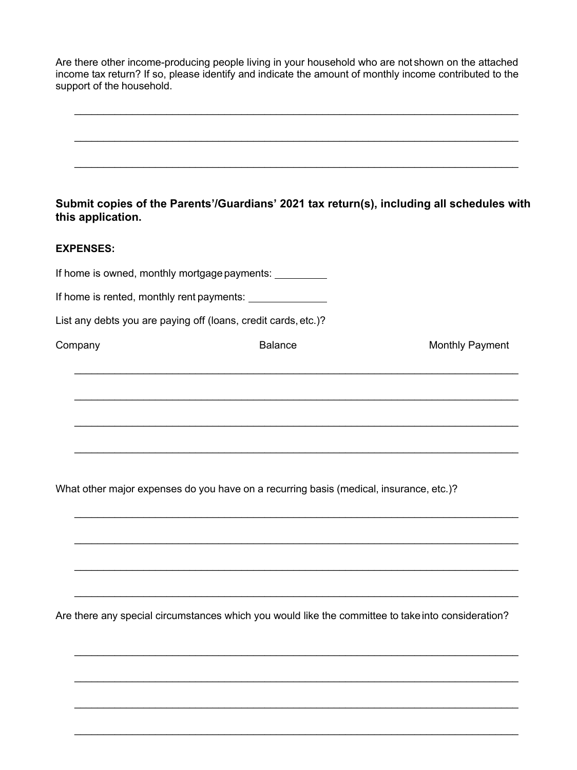Are there other income-producing people living in your household who are not shown on the attached income tax return? If so, please identify and indicate the amount of monthly income contributed to the support of the household.

\_\_\_\_\_\_\_\_\_\_\_\_\_\_\_\_\_\_\_\_\_\_\_\_\_\_\_\_\_\_\_\_\_\_\_\_\_\_\_\_\_\_\_\_\_\_\_\_\_\_\_\_\_\_\_\_\_\_\_\_\_\_\_\_\_\_\_\_\_\_\_\_

\_\_\_\_\_\_\_\_\_\_\_\_\_\_\_\_\_\_\_\_\_\_\_\_\_\_\_\_\_\_\_\_\_\_\_\_\_\_\_\_\_\_\_\_\_\_\_\_\_\_\_\_\_\_\_\_\_\_\_\_\_\_\_\_\_\_\_\_\_\_\_\_

\_\_\_\_\_\_\_\_\_\_\_\_\_\_\_\_\_\_\_\_\_\_\_\_\_\_\_\_\_\_\_\_\_\_\_\_\_\_\_\_\_\_\_\_\_\_\_\_\_\_\_\_\_\_\_\_\_\_\_\_\_\_\_\_\_\_\_\_\_\_\_\_

**Submit copies of the Parents'/Guardians' 2021 tax return(s), including all schedules with this application.**

**EXPENSES:**

If home is owned, monthly mortgage payments: \_\_\_\_\_\_\_\_\_\_

If home is rented, monthly rent payments: \_\_\_\_\_\_\_\_\_\_\_\_\_\_

List any debts you are paying off (loans, credit cards, etc.)?

| Company | Balance | Monthly Payment |
|---|---|---|
| | | |
| | | |
| | | |
| | | |

What other major expenses do you have on a recurring basis (medical, insurance, etc.)?

\_\_\_\_\_\_\_\_\_\_\_\_\_\_\_\_\_\_\_\_\_\_\_\_\_\_\_\_\_\_\_\_\_\_\_\_\_\_\_\_\_\_\_\_\_\_\_\_\_\_\_\_\_\_\_\_\_\_\_\_\_\_\_\_\_\_\_\_\_\_\_\_

\_\_\_\_\_\_\_\_\_\_\_\_\_\_\_\_\_\_\_\_\_\_\_\_\_\_\_\_\_\_\_\_\_\_\_\_\_\_\_\_\_\_\_\_\_\_\_\_\_\_\_\_\_\_\_\_\_\_\_\_\_\_\_\_\_\_\_\_\_\_\_\_

\_\_\_\_\_\_\_\_\_\_\_\_\_\_\_\_\_\_\_\_\_\_\_\_\_\_\_\_\_\_\_\_\_\_\_\_\_\_\_\_\_\_\_\_\_\_\_\_\_\_\_\_\_\_\_\_\_\_\_\_\_\_\_\_\_\_\_\_\_\_\_\_

\_\_\_\_\_\_\_\_\_\_\_\_\_\_\_\_\_\_\_\_\_\_\_\_\_\_\_\_\_\_\_\_\_\_\_\_\_\_\_\_\_\_\_\_\_\_\_\_\_\_\_\_\_\_\_\_\_\_\_\_\_\_\_\_\_\_\_\_\_\_\_\_

Are there any special circumstances which you would like the committee to take into consideration?

\_\_\_\_\_\_\_\_\_\_\_\_\_\_\_\_\_\_\_\_\_\_\_\_\_\_\_\_\_\_\_\_\_\_\_\_\_\_\_\_\_\_\_\_\_\_\_\_\_\_\_\_\_\_\_\_\_\_\_\_\_\_\_\_\_\_\_\_\_\_\_\_

\_\_\_\_\_\_\_\_\_\_\_\_\_\_\_\_\_\_\_\_\_\_\_\_\_\_\_\_\_\_\_\_\_\_\_\_\_\_\_\_\_\_\_\_\_\_\_\_\_\_\_\_\_\_\_\_\_\_\_\_\_\_\_\_\_\_\_\_\_\_\_\_

\_\_\_\_\_\_\_\_\_\_\_\_\_\_\_\_\_\_\_\_\_\_\_\_\_\_\_\_\_\_\_\_\_\_\_\_\_\_\_\_\_\_\_\_\_\_\_\_\_\_\_\_\_\_\_\_\_\_\_\_\_\_\_\_\_\_\_\_\_\_\_\_

\_\_\_\_\_\_\_\_\_\_\_\_\_\_\_\_\_\_\_\_\_\_\_\_\_\_\_\_\_\_\_\_\_\_\_\_\_\_\_\_\_\_\_\_\_\_\_\_\_\_\_\_\_\_\_\_\_\_\_\_\_\_\_\_\_\_\_\_\_\_\_\_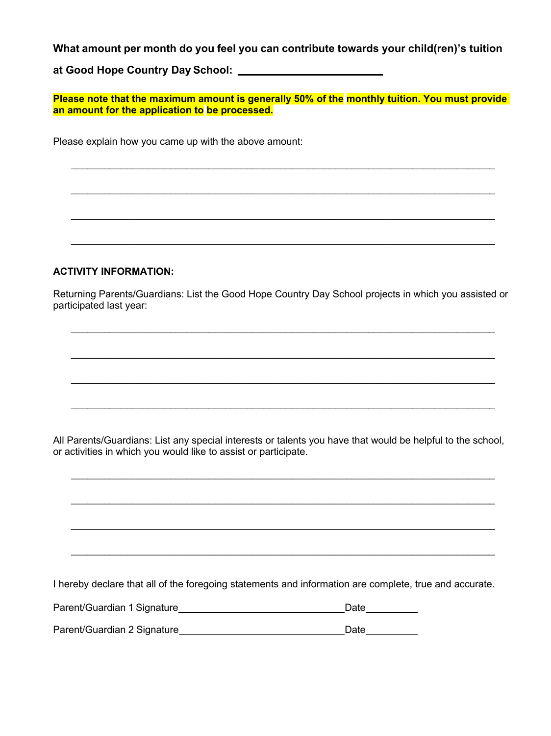**What amount per month do you feel you can contribute towards your child(ren)'s tuition at Good Hope Country Day School: \_\_\_\_\_\_\_\_\_\_\_\_\_\_\_\_\_\_\_\_\_\_\_\_\_\_**

**Please note that the maximum amount is generally 50% of the monthly tuition. You must provide an amount for the application to be processed.**

Please explain how you came up with the above amount:

\_\_\_\_\_\_\_\_\_\_\_\_\_\_\_\_\_\_\_\_\_\_\_\_\_\_\_\_\_\_\_\_\_\_\_\_\_\_\_\_\_\_\_\_\_\_\_\_\_\_\_\_\_\_\_\_\_\_\_\_\_\_\_\_\_\_\_\_\_\_\_\_

\_\_\_\_\_\_\_\_\_\_\_\_\_\_\_\_\_\_\_\_\_\_\_\_\_\_\_\_\_\_\_\_\_\_\_\_\_\_\_\_\_\_\_\_\_\_\_\_\_\_\_\_\_\_\_\_\_\_\_\_\_\_\_\_\_\_\_\_\_\_\_\_

\_\_\_\_\_\_\_\_\_\_\_\_\_\_\_\_\_\_\_\_\_\_\_\_\_\_\_\_\_\_\_\_\_\_\_\_\_\_\_\_\_\_\_\_\_\_\_\_\_\_\_\_\_\_\_\_\_\_\_\_\_\_\_\_\_\_\_\_\_\_\_\_

\_\_\_\_\_\_\_\_\_\_\_\_\_\_\_\_\_\_\_\_\_\_\_\_\_\_\_\_\_\_\_\_\_\_\_\_\_\_\_\_\_\_\_\_\_\_\_\_\_\_\_\_\_\_\_\_\_\_\_\_\_\_\_\_\_\_\_\_\_\_\_\_

**ACTIVITY INFORMATION:**

Returning Parents/Guardians: List the Good Hope Country Day School projects in which you assisted or participated last year:

\_\_\_\_\_\_\_\_\_\_\_\_\_\_\_\_\_\_\_\_\_\_\_\_\_\_\_\_\_\_\_\_\_\_\_\_\_\_\_\_\_\_\_\_\_\_\_\_\_\_\_\_\_\_\_\_\_\_\_\_\_\_\_\_\_\_\_\_\_\_\_\_

\_\_\_\_\_\_\_\_\_\_\_\_\_\_\_\_\_\_\_\_\_\_\_\_\_\_\_\_\_\_\_\_\_\_\_\_\_\_\_\_\_\_\_\_\_\_\_\_\_\_\_\_\_\_\_\_\_\_\_\_\_\_\_\_\_\_\_\_\_\_\_\_

\_\_\_\_\_\_\_\_\_\_\_\_\_\_\_\_\_\_\_\_\_\_\_\_\_\_\_\_\_\_\_\_\_\_\_\_\_\_\_\_\_\_\_\_\_\_\_\_\_\_\_\_\_\_\_\_\_\_\_\_\_\_\_\_\_\_\_\_\_\_\_\_

\_\_\_\_\_\_\_\_\_\_\_\_\_\_\_\_\_\_\_\_\_\_\_\_\_\_\_\_\_\_\_\_\_\_\_\_\_\_\_\_\_\_\_\_\_\_\_\_\_\_\_\_\_\_\_\_\_\_\_\_\_\_\_\_\_\_\_\_\_\_\_\_

All Parents/Guardians: List any special interests or talents you have that would be helpful to the school, or activities in which you would like to assist or participate.

\_\_\_\_\_\_\_\_\_\_\_\_\_\_\_\_\_\_\_\_\_\_\_\_\_\_\_\_\_\_\_\_\_\_\_\_\_\_\_\_\_\_\_\_\_\_\_\_\_\_\_\_\_\_\_\_\_\_\_\_\_\_\_\_\_\_\_\_\_\_\_\_

\_\_\_\_\_\_\_\_\_\_\_\_\_\_\_\_\_\_\_\_\_\_\_\_\_\_\_\_\_\_\_\_\_\_\_\_\_\_\_\_\_\_\_\_\_\_\_\_\_\_\_\_\_\_\_\_\_\_\_\_\_\_\_\_\_\_\_\_\_\_\_\_

\_\_\_\_\_\_\_\_\_\_\_\_\_\_\_\_\_\_\_\_\_\_\_\_\_\_\_\_\_\_\_\_\_\_\_\_\_\_\_\_\_\_\_\_\_\_\_\_\_\_\_\_\_\_\_\_\_\_\_\_\_\_\_\_\_\_\_\_\_\_\_\_

\_\_\_\_\_\_\_\_\_\_\_\_\_\_\_\_\_\_\_\_\_\_\_\_\_\_\_\_\_\_\_\_\_\_\_\_\_\_\_\_\_\_\_\_\_\_\_\_\_\_\_\_\_\_\_\_\_\_\_\_\_\_\_\_\_\_\_\_\_\_\_\_

I hereby declare that all of the foregoing statements and information are complete, true and accurate.

Parent/Guardian 1 Signature\_\_\_\_\_\_\_\_\_\_\_\_\_\_\_\_\_\_\_\_\_\_\_\_\_\_\_\_\_\_\_\_Date\_\_\_\_\_\_\_\_\_\_

Parent/Guardian 2 Signature\_\_\_\_\_\_\_\_\_\_\_\_\_\_\_\_\_\_\_\_\_\_\_\_\_\_\_\_\_\_\_\_Date\_\_\_\_\_\_\_\_\_\_